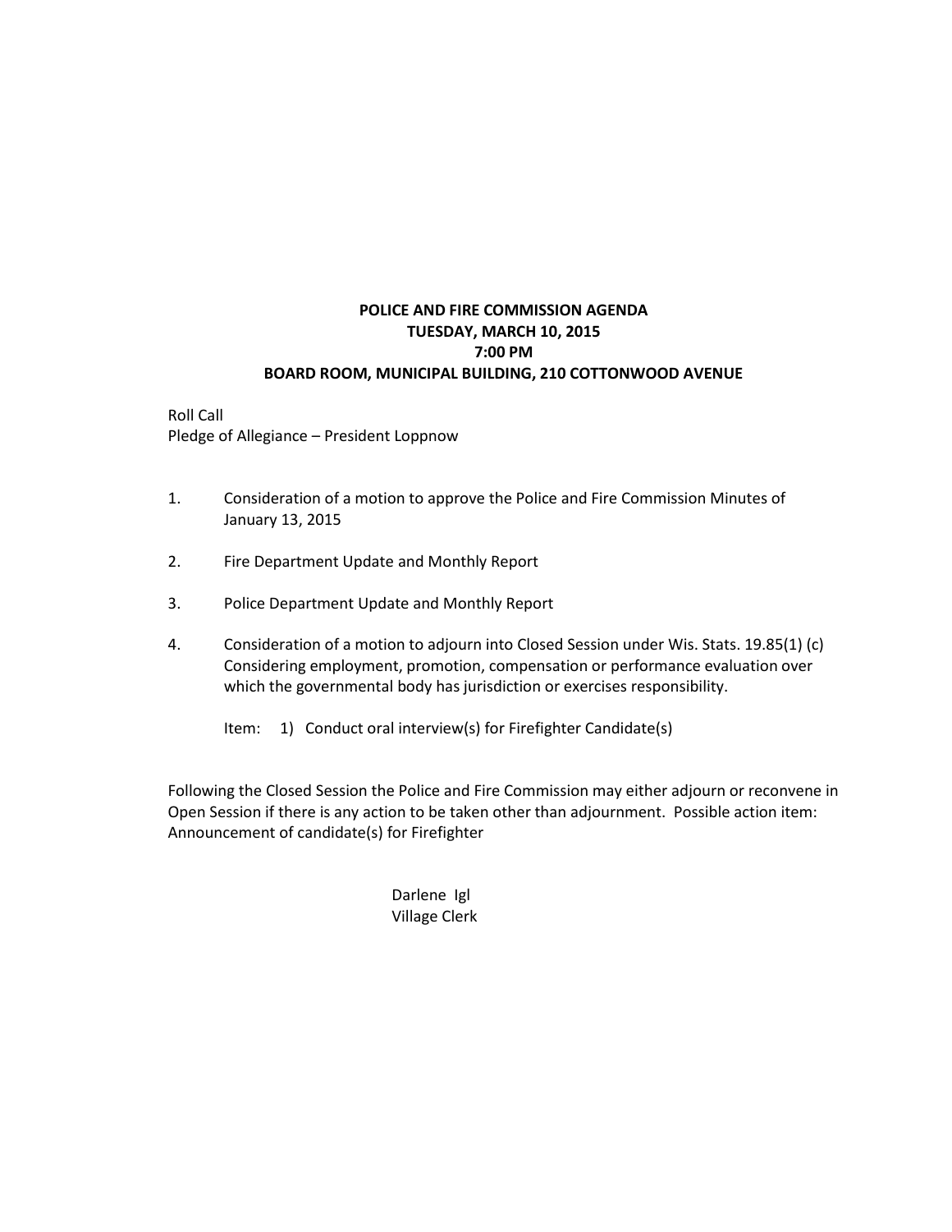# POLICE AND FIRE COMMISSION AGENDA
## TUESDAY, MARCH 10, 2015
## 7:00 PM
## BOARD ROOM, MUNICIPAL BUILDING, 210 COTTONWOOD AVENUE

Roll Call
Pledge of Allegiance – President Loppnow

1. Consideration of a motion to approve the Police and Fire Commission Minutes of January 13, 2015

2. Fire Department Update and Monthly Report

3. Police Department Update and Monthly Report

4. Consideration of a motion to adjourn into Closed Session under Wis. Stats. 19.85(1) (c) Considering employment, promotion, compensation or performance evaluation over which the governmental body has jurisdiction or exercises responsibility.

   Item: 1) Conduct oral interview(s) for Firefighter Candidate(s)

Following the Closed Session the Police and Fire Commission may either adjourn or reconvene in Open Session if there is any action to be taken other than adjournment. Possible action item: Announcement of candidate(s) for Firefighter

Darlene Igl
Village Clerk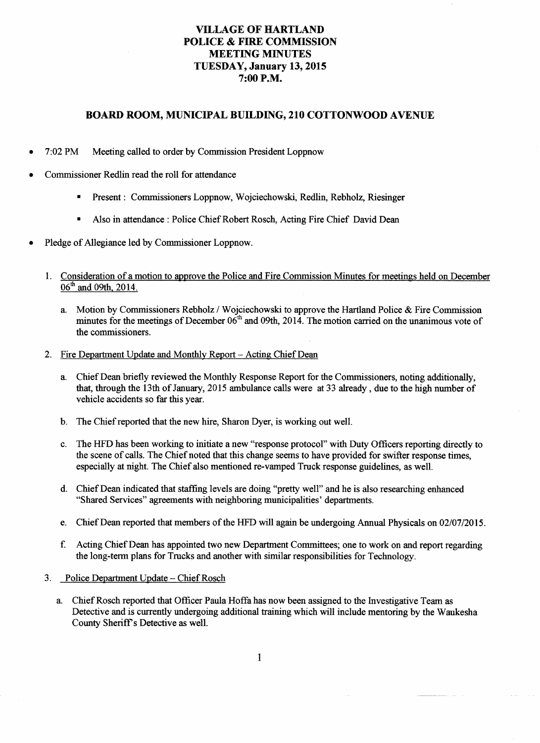**VILLAGE OF HARTLAND**
**POLICE & FIRE COMMISSION**
**MEETING MINUTES**
**TUESDAY, January 13, 2015**
**7:00 P.M.**

## BOARD ROOM, MUNICIPAL BUILDING, 210 COTTONWOOD AVENUE

- 7:02 PM Meeting called to order by Commission President Loppnow
- Commissioner Redlin read the roll for attendance
  - Present : Commissioners Loppnow, Wojciechowski, Redlin, Rebholz, Riesinger
  - Also in attendance : Police Chief Robert Rosch, Acting Fire Chief David Dean
- Pledge of Allegiance led by Commissioner Loppnow.

1. Consideration of a motion to approve the Police and Fire Commission Minutes for meetings held on December 06th and 09th, 2014.
   a. Motion by Commissioners Rebholz / Wojciechowski to approve the Hartland Police & Fire Commission minutes for the meetings of December 06th and 09th, 2014. The motion carried on the unanimous vote of the commissioners.

2. Fire Department Update and Monthly Report – Acting Chief Dean
   a. Chief Dean briefly reviewed the Monthly Response Report for the Commissioners, noting additionally, that, through the 13th of January, 2015 ambulance calls were at 33 already , due to the high number of vehicle accidents so far this year.
   b. The Chief reported that the new hire, Sharon Dyer, is working out well.
   c. The HFD has been working to initiate a new "response protocol" with Duty Officers reporting directly to the scene of calls. The Chief noted that this change seems to have provided for swifter response times, especially at night. The Chief also mentioned re-vamped Truck response guidelines, as well.
   d. Chief Dean indicated that staffing levels are doing "pretty well" and he is also researching enhanced "Shared Services" agreements with neighboring municipalities' departments.
   e. Chief Dean reported that members of the HFD will again be undergoing Annual Physicals on 02/07/2015.
   f. Acting Chief Dean has appointed two new Department Committees; one to work on and report regarding the long-term plans for Trucks and another with similar responsibilities for Technology.

3. Police Department Update – Chief Rosch
   a. Chief Rosch reported that Officer Paula Hoffa has now been assigned to the Investigative Team as Detective and is currently undergoing additional training which will include mentoring by the Waukesha County Sheriff's Detective as well.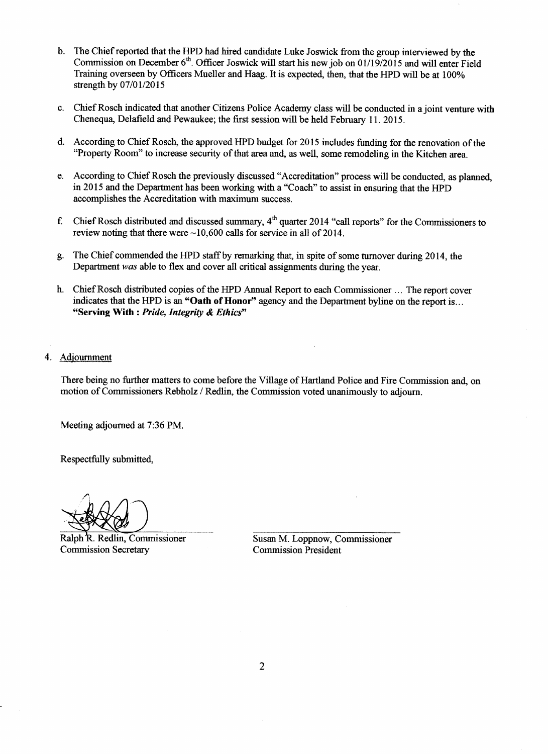b. The Chief reported that the HPD had hired candidate Luke Joswick from the group interviewed by the Commission on December 6th. Officer Joswick will start his new job on 01/19/2015 and will enter Field Training overseen by Officers Mueller and Haag. It is expected, then, that the HPD will be at 100% strength by 07/01/2015

c. Chief Rosch indicated that another Citizens Police Academy class will be conducted in a joint venture with Chenequa, Delafield and Pewaukee; the first session will be held February 11. 2015.

d. According to Chief Rosch, the approved HPD budget for 2015 includes funding for the renovation of the "Property Room" to increase security of that area and, as well, some remodeling in the Kitchen area.

e. According to Chief Rosch the previously discussed "Accreditation" process will be conducted, as planned, in 2015 and the Department has been working with a "Coach" to assist in ensuring that the HPD accomplishes the Accreditation with maximum success.

f. Chief Rosch distributed and discussed summary, 4th quarter 2014 "call reports" for the Commissioners to review noting that there were ~10,600 calls for service in all of 2014.

g. The Chief commended the HPD staff by remarking that, in spite of some turnover during 2014, the Department *was* able to flex and cover all critical assignments during the year.

h. Chief Rosch distributed copies of the HPD Annual Report to each Commissioner ... The report cover indicates that the HPD is an **"Oath of Honor"** agency and the Department byline on the report is... **"Serving With : *Pride, Integrity & Ethics*"**

4. <u>Adjournment</u>

There being no further matters to come before the Village of Hartland Police and Fire Commission and, on motion of Commissioners Rebholz / Redlin, the Commission voted unanimously to adjourn.

Meeting adjourned at 7:36 PM.

Respectfully submitted,

Ralph R. Redlin, Commissioner
Commission Secretary

Susan M. Loppnow, Commissioner
Commission President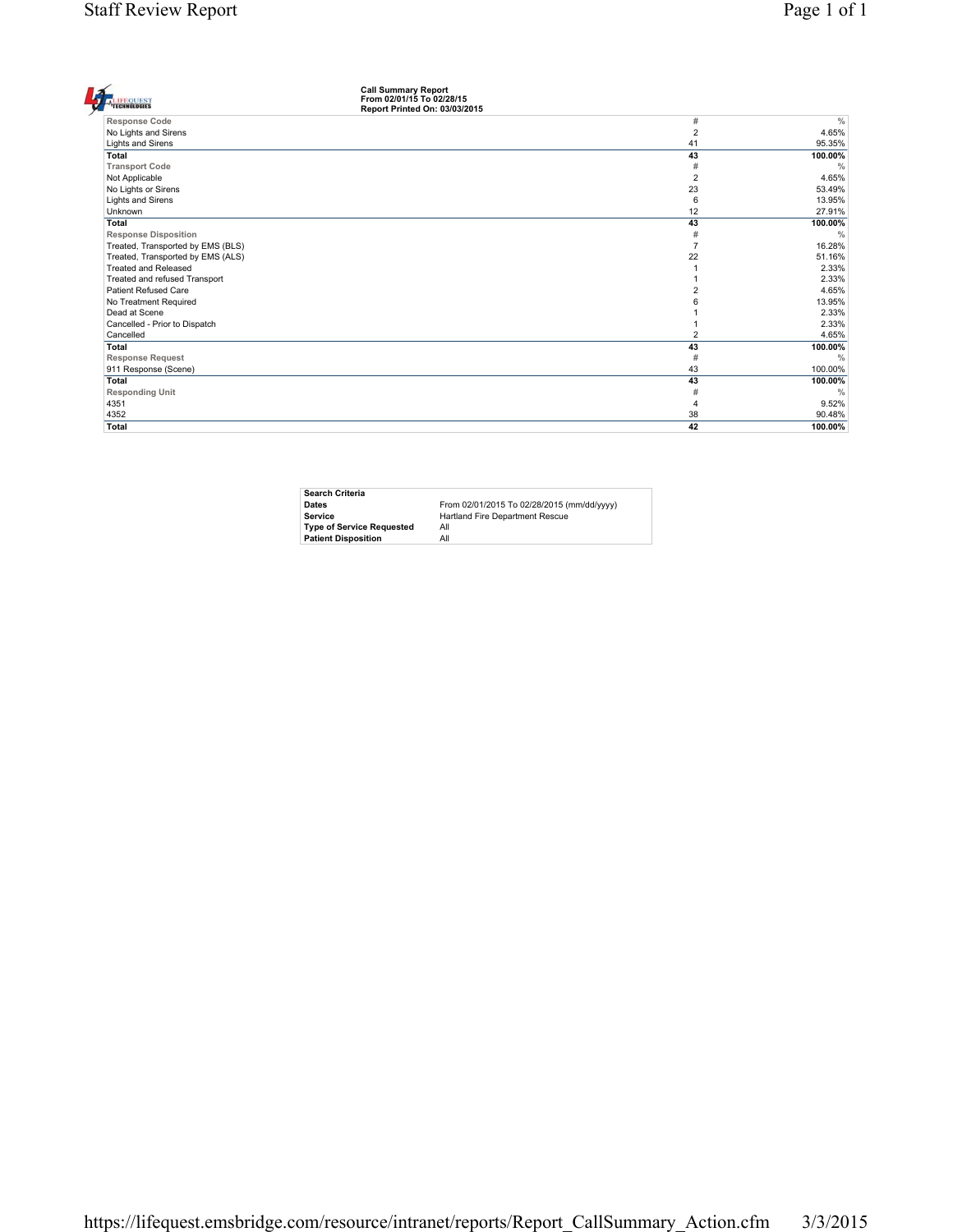LIFEQUEST TECHNOLOGIES

**Call Summary Report**
**From 02/01/15 To 02/28/15**
**Report Printed On: 03/03/2015**

| Response Code | # | % |
|---|---|---|
| No Lights and Sirens | 2 | 4.65% |
| Lights and Sirens | 41 | 95.35% |
| **Total** | **43** | **100.00%** |
| **Transport Code** | # | % |
| Not Applicable | 2 | 4.65% |
| No Lights or Sirens | 23 | 53.49% |
| Lights and Sirens | 6 | 13.95% |
| Unknown | 12 | 27.91% |
| **Total** | **43** | **100.00%** |
| **Response Disposition** | # | % |
| Treated, Transported by EMS (BLS) | 7 | 16.28% |
| Treated, Transported by EMS (ALS) | 22 | 51.16% |
| Treated and Released | 1 | 2.33% |
| Treated and refused Transport | 1 | 2.33% |
| Patient Refused Care | 2 | 4.65% |
| No Treatment Required | 6 | 13.95% |
| Dead at Scene | 1 | 2.33% |
| Cancelled - Prior to Dispatch | 1 | 2.33% |
| Cancelled | 2 | 4.65% |
| **Total** | **43** | **100.00%** |
| **Response Request** | # | % |
| 911 Response (Scene) | 43 | 100.00% |
| **Total** | **43** | **100.00%** |
| **Responding Unit** | # | % |
| 4351 | 4 | 9.52% |
| 4352 | 38 | 90.48% |
| **Total** | **42** | **100.00%** |

| Search Criteria | |
|---|---|
| **Dates** | From 02/01/2015 To 02/28/2015 (mm/dd/yyyy) |
| **Service** | Hartland Fire Department Rescue |
| **Type of Service Requested** | All |
| **Patient Disposition** | All |

https://lifequest.emsbridge.com/resource/intranet/reports/Report_CallSummary_Action.cfm 3/3/2015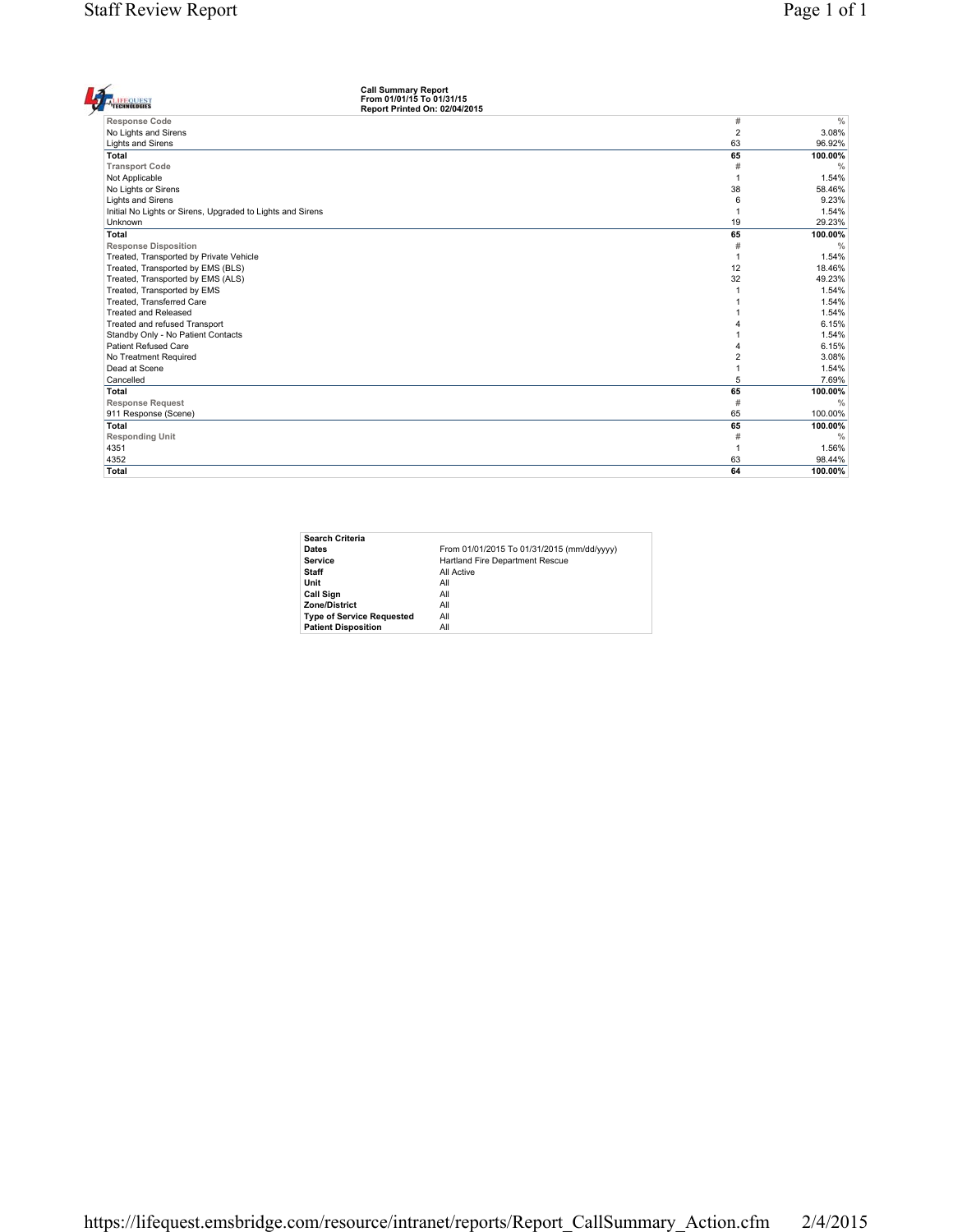LIFEQUEST TECHNOLOGIES

**Call Summary Report**
**From 01/01/15 To 01/31/15**
**Report Printed On: 02/04/2015**

| Response Code | # | % |
|---|---|---|
| No Lights and Sirens | 2 | 3.08% |
| Lights and Sirens | 63 | 96.92% |
| **Total** | **65** | **100.00%** |

| Transport Code | # | % |
|---|---|---|
| Not Applicable | 1 | 1.54% |
| No Lights or Sirens | 38 | 58.46% |
| Lights and Sirens | 6 | 9.23% |
| Initial No Lights or Sirens, Upgraded to Lights and Sirens | 1 | 1.54% |
| Unknown | 19 | 29.23% |
| **Total** | **65** | **100.00%** |

| Response Disposition | # | % |
|---|---|---|
| Treated, Transported by Private Vehicle | 1 | 1.54% |
| Treated, Transported by EMS (BLS) | 12 | 18.46% |
| Treated, Transported by EMS (ALS) | 32 | 49.23% |
| Treated, Transported by EMS | 1 | 1.54% |
| Treated, Transferred Care | 1 | 1.54% |
| Treated and Released | 1 | 1.54% |
| Treated and refused Transport | 4 | 6.15% |
| Standby Only - No Patient Contacts | 1 | 1.54% |
| Patient Refused Care | 4 | 6.15% |
| No Treatment Required | 2 | 3.08% |
| Dead at Scene | 1 | 1.54% |
| Cancelled | 5 | 7.69% |
| **Total** | **65** | **100.00%** |

| Response Request | # | % |
|---|---|---|
| 911 Response (Scene) | 65 | 100.00% |
| **Total** | **65** | **100.00%** |

| Responding Unit | # | % |
|---|---|---|
| 4351 | 1 | 1.56% |
| 4352 | 63 | 98.44% |
| **Total** | **64** | **100.00%** |

| **Search Criteria** | |
|---|---|
| **Dates** | From 01/01/2015 To 01/31/2015 (mm/dd/yyyy) |
| **Service** | Hartland Fire Department Rescue |
| **Staff** | All Active |
| **Unit** | All |
| **Call Sign** | All |
| **Zone/District** | All |
| **Type of Service Requested** | All |
| **Patient Disposition** | All |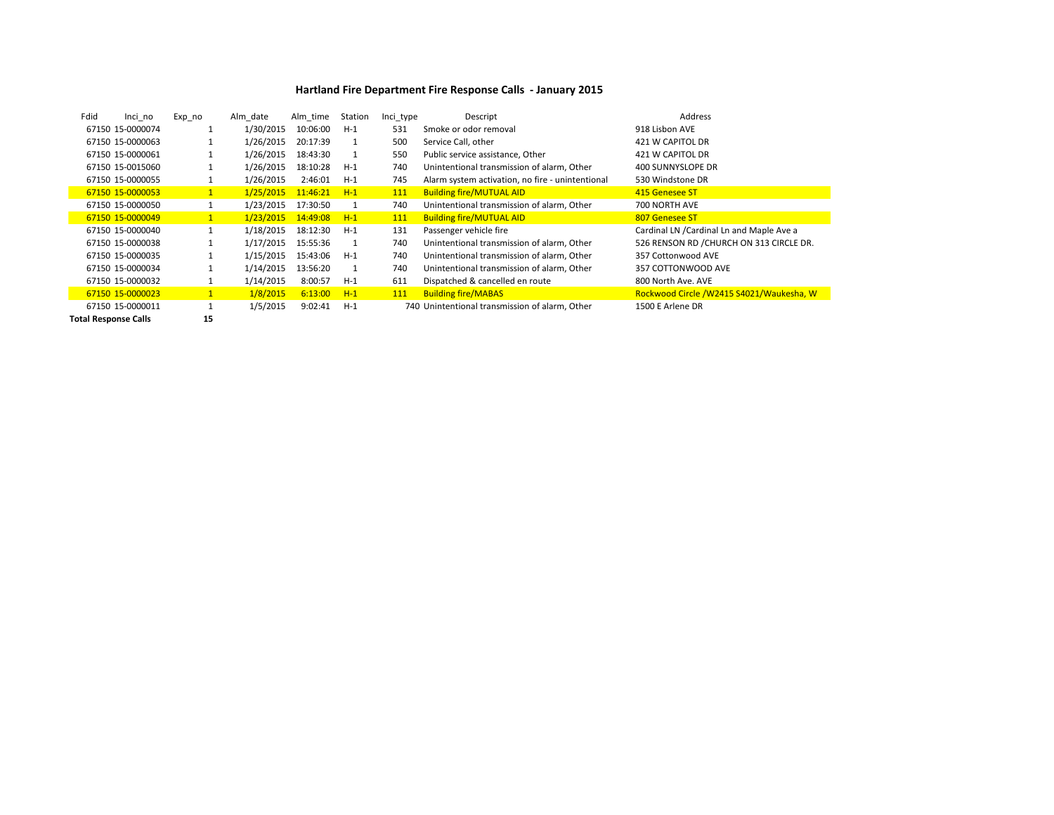# Hartland Fire Department Fire Response Calls - January 2015

| Fdid | Inci_no | Exp_no | Alm_date | Alm_time | Station | Inci_type | Descript | Address |
|---|---|---|---|---|---|---|---|---|
| 67150 | 15-0000074 | 1 | 1/30/2015 | 10:06:00 | H-1 | 531 | Smoke or odor removal | 918 Lisbon AVE |
| 67150 | 15-0000063 | 1 | 1/26/2015 | 20:17:39 | 1 | 500 | Service Call, other | 421 W CAPITOL DR |
| 67150 | 15-0000061 | 1 | 1/26/2015 | 18:43:30 | 1 | 550 | Public service assistance, Other | 421 W CAPITOL DR |
| 67150 | 15-0015060 | 1 | 1/26/2015 | 18:10:28 | H-1 | 740 | Unintentional transmission of alarm, Other | 400 SUNNYSLOPE DR |
| 67150 | 15-0000055 | 1 | 1/26/2015 | 2:46:01 | H-1 | 745 | Alarm system activation, no fire - unintentional | 530 Windstone DR |
| 67150 | 15-0000053 | 1 | 1/25/2015 | 11:46:21 | H-1 | 111 | Building fire/MUTUAL AID | 415 Genesee ST |
| 67150 | 15-0000050 | 1 | 1/23/2015 | 17:30:50 | 1 | 740 | Unintentional transmission of alarm, Other | 700 NORTH AVE |
| 67150 | 15-0000049 | 1 | 1/23/2015 | 14:49:08 | H-1 | 111 | Building fire/MUTUAL AID | 807 Genesee ST |
| 67150 | 15-0000040 | 1 | 1/18/2015 | 18:12:30 | H-1 | 131 | Passenger vehicle fire | Cardinal LN /Cardinal Ln and Maple Ave a |
| 67150 | 15-0000038 | 1 | 1/17/2015 | 15:55:36 | 1 | 740 | Unintentional transmission of alarm, Other | 526 RENSON RD /CHURCH ON 313 CIRCLE DR. |
| 67150 | 15-0000035 | 1 | 1/15/2015 | 15:43:06 | H-1 | 740 | Unintentional transmission of alarm, Other | 357 Cottonwood AVE |
| 67150 | 15-0000034 | 1 | 1/14/2015 | 13:56:20 | 1 | 740 | Unintentional transmission of alarm, Other | 357 COTTONWOOD AVE |
| 67150 | 15-0000032 | 1 | 1/14/2015 | 8:00:57 | H-1 | 611 | Dispatched & cancelled en route | 800 North Ave. AVE |
| 67150 | 15-0000023 | 1 | 1/8/2015 | 6:13:00 | H-1 | 111 | Building fire/MABAS | Rockwood Circle /W2415 S4021/Waukesha, W |
| 67150 | 15-0000011 | 1 | 1/5/2015 | 9:02:41 | H-1 | 740 | Unintentional transmission of alarm, Other | 1500 E Arlene DR |
| **Total Response Calls** | | **15** | | | | | | |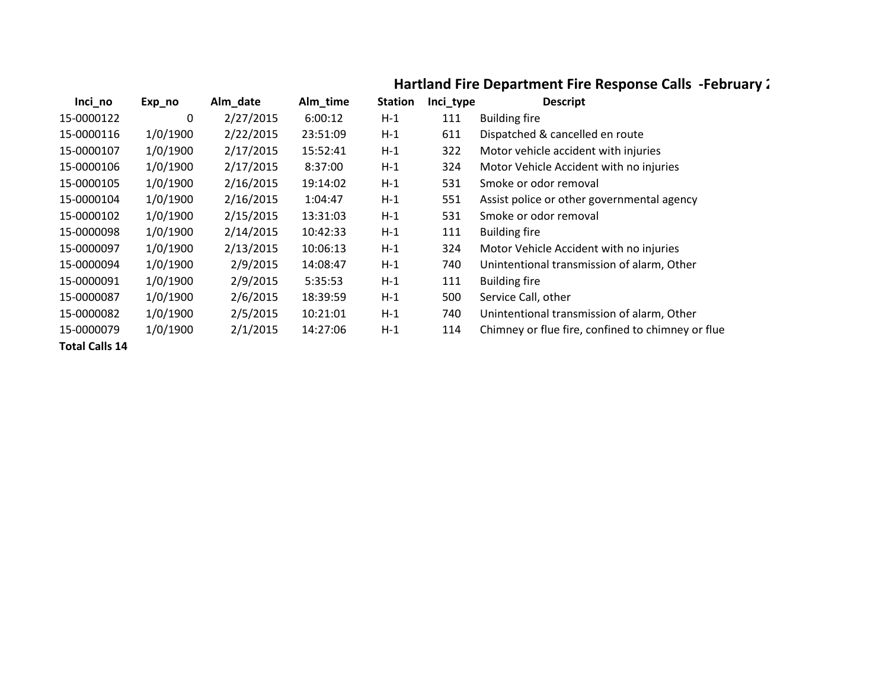## Hartland Fire Department Fire Response Calls -February 2

| Inci_no | Exp_no | Alm_date | Alm_time | Station | Inci_type | Descript |
|---|---|---|---|---|---|---|
| 15-0000122 | 0 | 2/27/2015 | 6:00:12 | H-1 | 111 | Building fire |
| 15-0000116 | 1/0/1900 | 2/22/2015 | 23:51:09 | H-1 | 611 | Dispatched & cancelled en route |
| 15-0000107 | 1/0/1900 | 2/17/2015 | 15:52:41 | H-1 | 322 | Motor vehicle accident with injuries |
| 15-0000106 | 1/0/1900 | 2/17/2015 | 8:37:00 | H-1 | 324 | Motor Vehicle Accident with no injuries |
| 15-0000105 | 1/0/1900 | 2/16/2015 | 19:14:02 | H-1 | 531 | Smoke or odor removal |
| 15-0000104 | 1/0/1900 | 2/16/2015 | 1:04:47 | H-1 | 551 | Assist police or other governmental agency |
| 15-0000102 | 1/0/1900 | 2/15/2015 | 13:31:03 | H-1 | 531 | Smoke or odor removal |
| 15-0000098 | 1/0/1900 | 2/14/2015 | 10:42:33 | H-1 | 111 | Building fire |
| 15-0000097 | 1/0/1900 | 2/13/2015 | 10:06:13 | H-1 | 324 | Motor Vehicle Accident with no injuries |
| 15-0000094 | 1/0/1900 | 2/9/2015 | 14:08:47 | H-1 | 740 | Unintentional transmission of alarm, Other |
| 15-0000091 | 1/0/1900 | 2/9/2015 | 5:35:53 | H-1 | 111 | Building fire |
| 15-0000087 | 1/0/1900 | 2/6/2015 | 18:39:59 | H-1 | 500 | Service Call, other |
| 15-0000082 | 1/0/1900 | 2/5/2015 | 10:21:01 | H-1 | 740 | Unintentional transmission of alarm, Other |
| 15-0000079 | 1/0/1900 | 2/1/2015 | 14:27:06 | H-1 | 114 | Chimney or flue fire, confined to chimney or flue |
| **Total Calls 14** | | | | | | |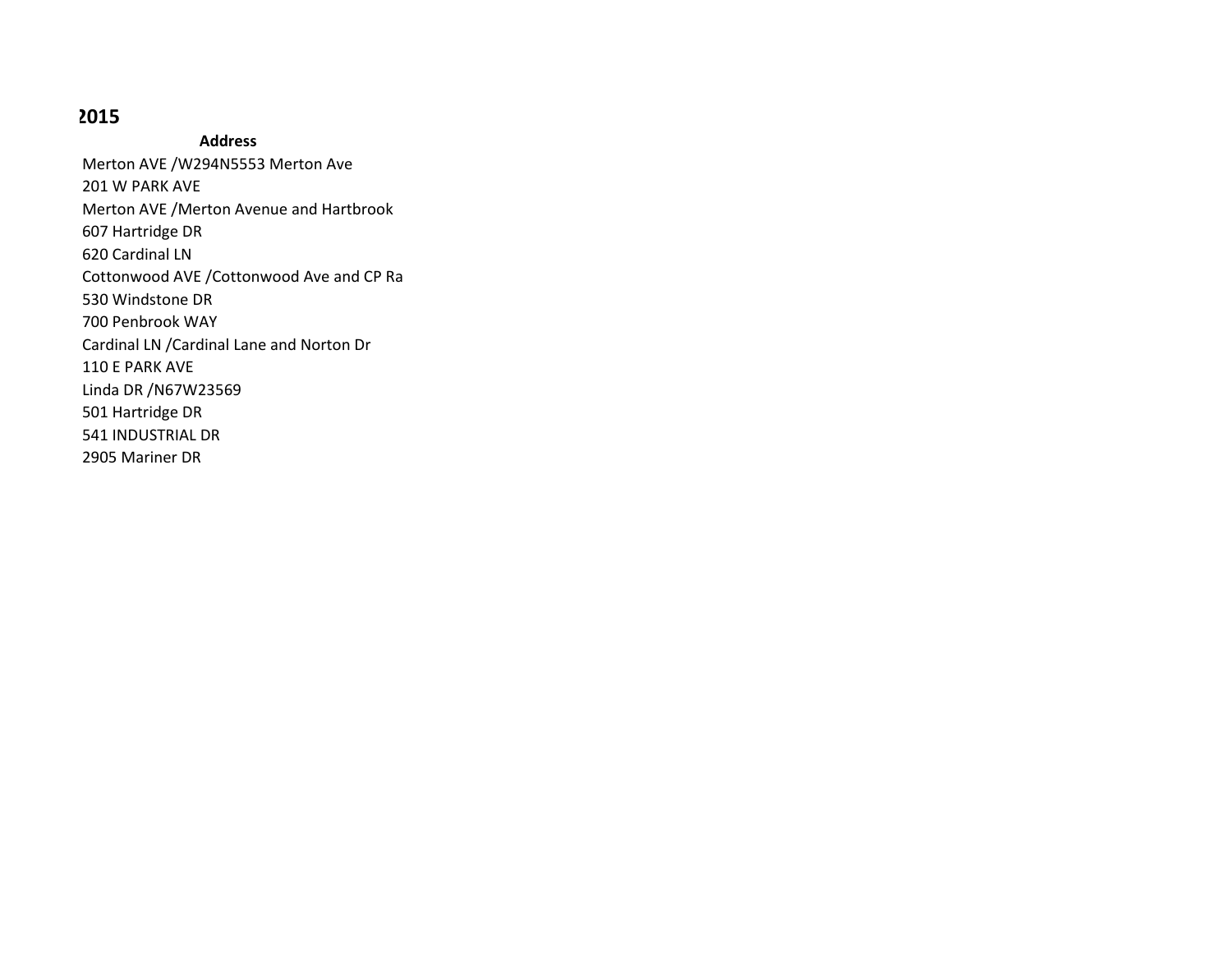**2015**

| Address |
|---|
| Merton AVE /W294N5553 Merton Ave |
| 201 W PARK AVE |
| Merton AVE /Merton Avenue and Hartbrook |
| 607 Hartridge DR |
| 620 Cardinal LN |
| Cottonwood AVE /Cottonwood Ave and CP Ra |
| 530 Windstone DR |
| 700 Penbrook WAY |
| Cardinal LN /Cardinal Lane and Norton Dr |
| 110 E PARK AVE |
| Linda DR /N67W23569 |
| 501 Hartridge DR |
| 541 INDUSTRIAL DR |
| 2905 Mariner DR |